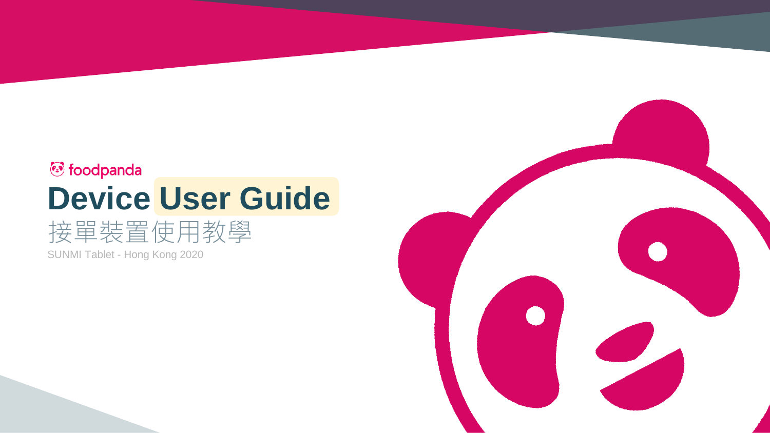foodpanda

# Device User Guide

## 接單裝置使用教學

SUNMI Tablet - Hong Kong 2020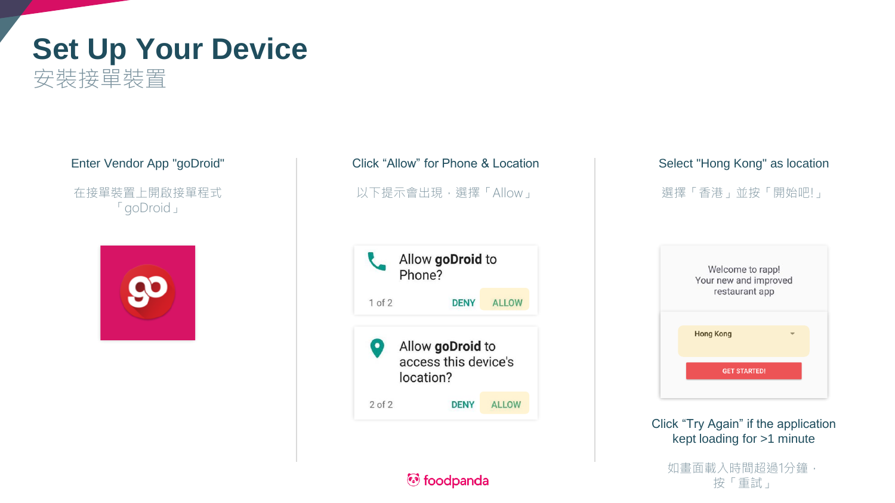# Set Up Your Device
安裝接單裝置

Enter Vendor App "goDroid"

在接單裝置上開啟接單程式「goDroid」

Click “Allow” for Phone & Location

以下提示會出現，選擇「Allow」

Allow **goDroid** to Phone?

1 of 2 DENY ALLOW

Allow **goDroid** to access this device's location?

2 of 2 DENY ALLOW

Select "Hong Kong" as location

選擇「香港」並按「開始吧!」

Welcome to rapp!
Your new and improved restaurant app

Hong Kong

GET STARTED!

Click “Try Again” if the application kept loading for >1 minute

如畫面載入時間超過1分鐘，按「重試」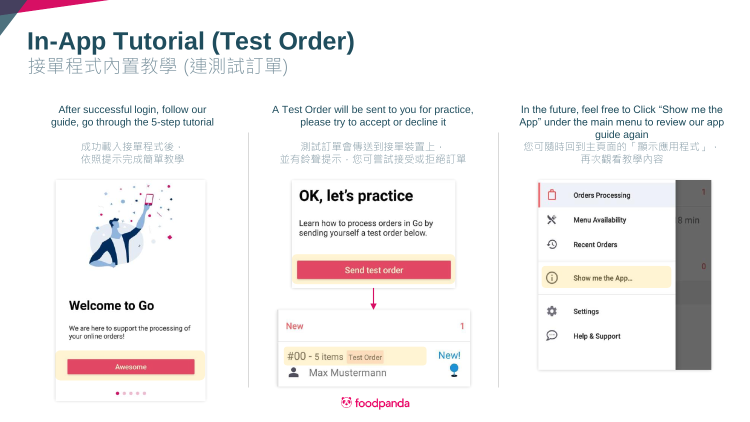# In-App Tutorial (Test Order)

## 接單程式內置教學 (連測試訂單)

After successful login, follow our guide, go through the 5-step tutorial

成功載入接單程式後，依照提示完成簡單教學

Welcome to Go

We are here to support the processing of your online orders!

Awesome

A Test Order will be sent to you for practice, please try to accept or decline it

測試訂單會傳送到接單裝置上，並有鈴聲提示，您可嘗試接受或拒絕訂單

OK, let's practice

Learn how to process orders in Go by sending yourself a test order below.

Send test order

New 1

#00 - 5 items Test Order New!

Max Mustermann

In the future, feel free to Click "Show me the App" under the main menu to review our app guide again

您可隨時回到主頁面的「顯示應用程式」，再次觀看教學內容

- Orders Processing
- Menu Availability
- Recent Orders
- Show me the App...
- Settings
- Help & Support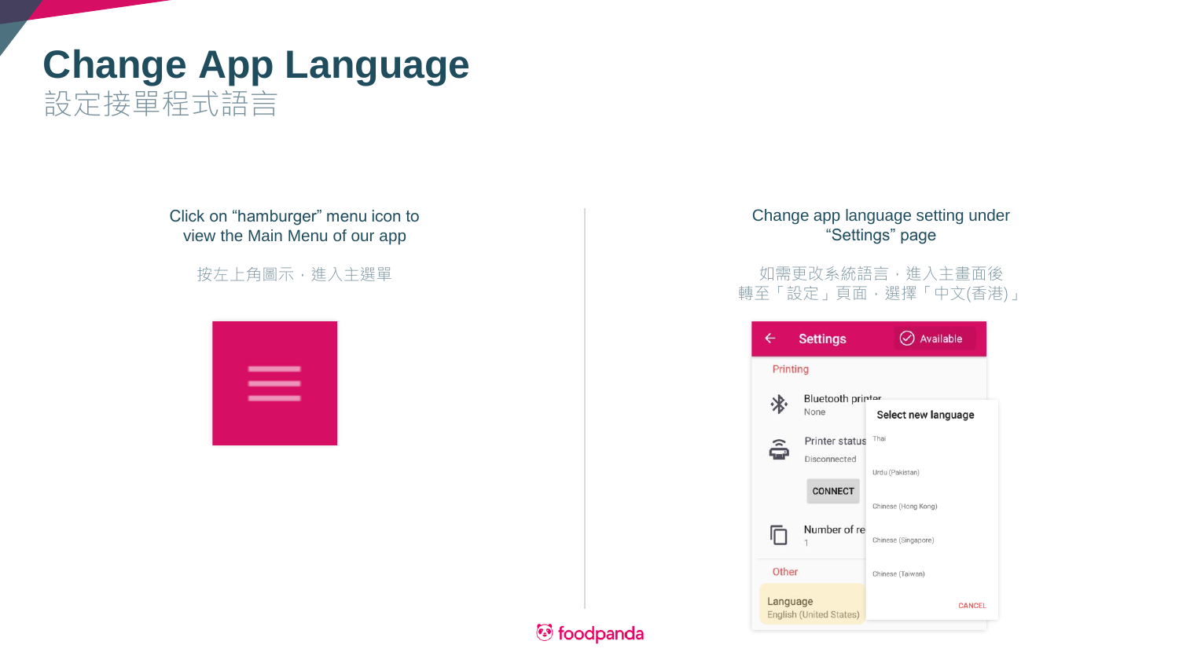# Change App Language

設定接單程式語言

Click on "hamburger" menu icon to view the Main Menu of our app

按左上角圖示，進入主選單

Change app language setting under "Settings" page

如需更改系統語言，進入主畫面後轉至「設定」頁面，選擇「中文(香港)」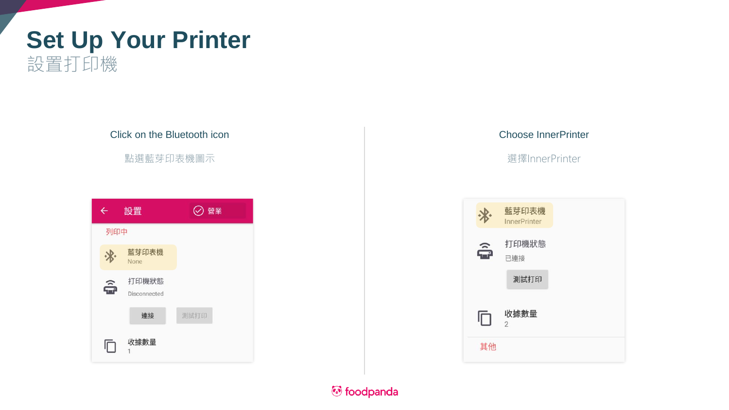# Set Up Your Printer

設置打印機

Click on the Bluetooth icon

點選藍芽印表機圖示

設置

營業

列印中

藍芽印表機

None

打印機狀態

Disconnected

連接

測試打印

收據數量

1

Choose InnerPrinter

選擇InnerPrinter

藍芽印表機

InnerPrinter

打印機狀態

已連接

測試打印

收據數量

2

其他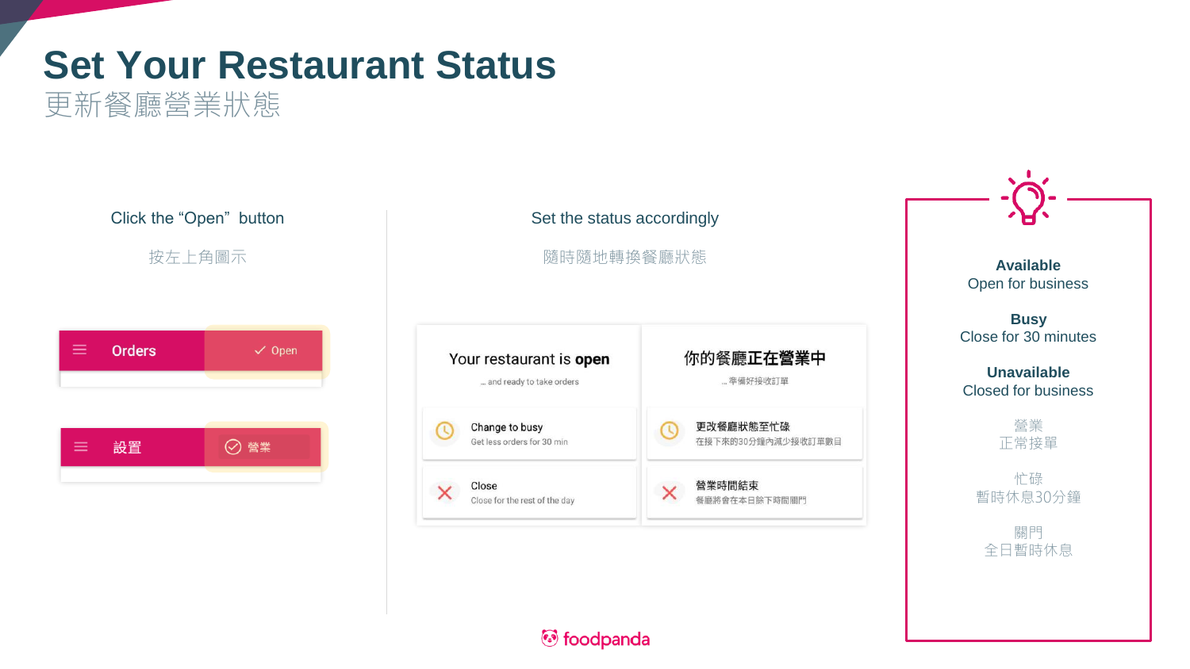# Set Your Restaurant Status

更新餐廳營業狀態

Click the "Open" button

按左上角圖示

Orders ✓ Open

設置 營業

Set the status accordingly

隨時隨地轉換餐廳狀態

| Your restaurant is **open**<br>... and ready to take orders | 你的餐廳正在營業中<br>... 準備好接收訂單 |
|---|---|
| Change to busy<br>Get less orders for 30 min | 更改餐廳狀態至忙碌<br>在接下來的30分鐘內減少接收訂單數目 |
| Close<br>Close for the rest of the day | 營業時間結束<br>餐廳將會在本日餘下時間關門 |

**Available**
Open for business

**Busy**
Close for 30 minutes

**Unavailable**
Closed for business

營業
正常接單

忙碌
暫時休息30分鐘

關門
全日暫時休息

foodpanda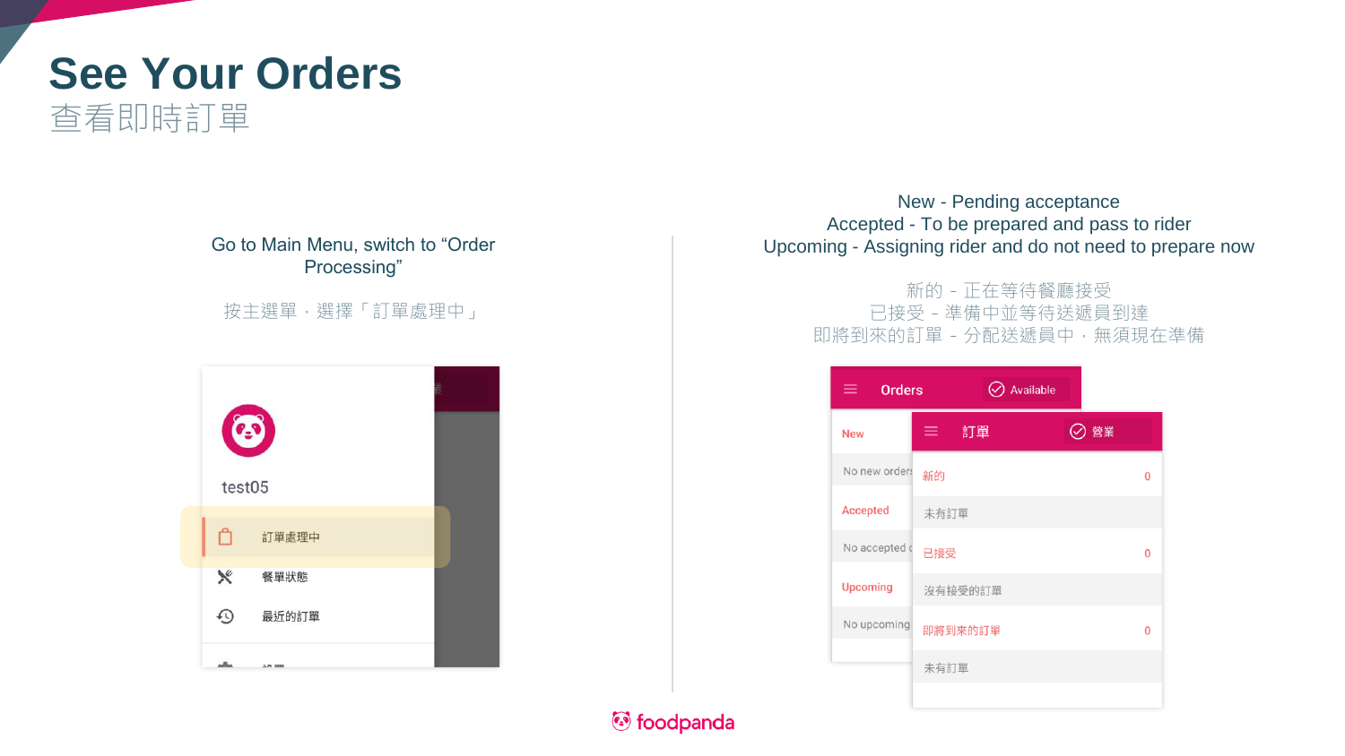# See Your Orders

## 查看即時訂單

Go to Main Menu, switch to "Order Processing"

按主選單，選擇「訂單處理中」

test05

訂單處理中

餐單狀態

最近的訂單

New - Pending acceptance
Accepted - To be prepared and pass to rider
Upcoming - Assigning rider and do not need to prepare now

新的 - 正在等待餐廳接受
已接受 - 準備中並等待送遞員到達
即將到來的訂單 - 分配送遞員中，無須現在準備

Orders | Available

New

No new orders

Accepted

No accepted orders

Upcoming

No upcoming orders

訂單 | 營業

新的 0

未有訂單

已接受 0

沒有接受的訂單

即將到來的訂單 0

未有訂單

foodpanda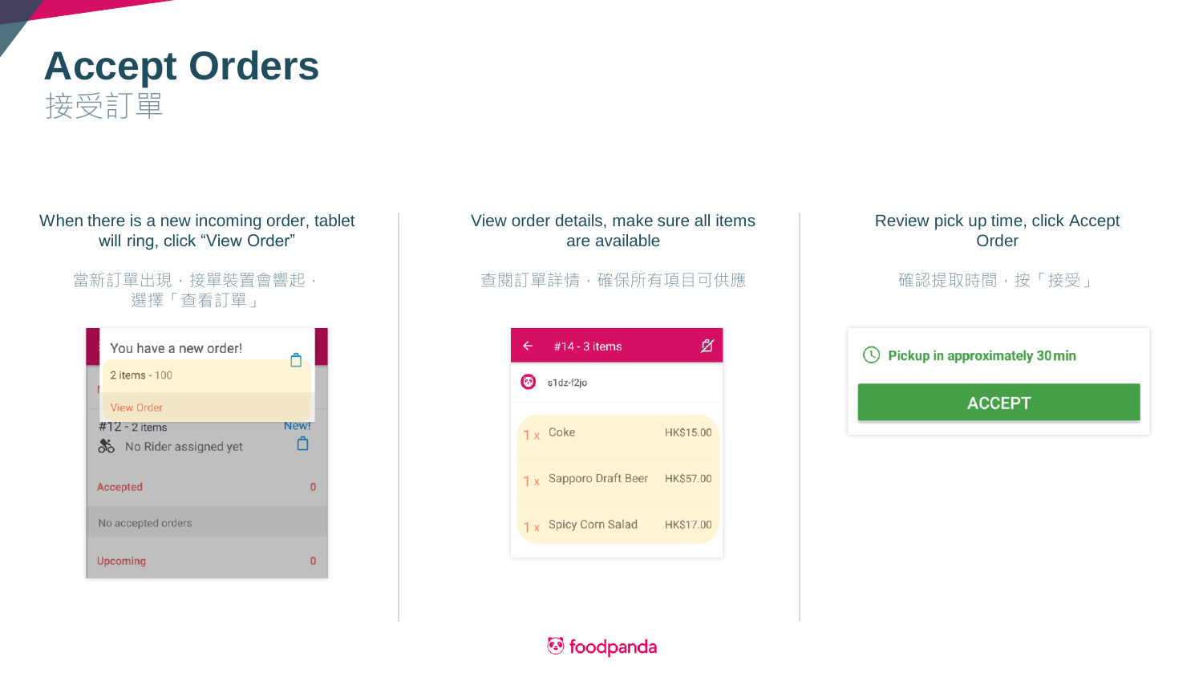# Accept Orders
## 接受訂單

When there is a new incoming order, tablet will ring, click “View Order”

當新訂單出現，接單裝置會響起，選擇「查看訂單」

You have a new order!

2 items - 100

View Order

#12 - 2 items New!

No Rider assigned yet

Accepted 0

No accepted orders

Upcoming 0

View order details, make sure all items are available

查閱訂單詳情，確保所有項目可供應

#14 - 3 items

s1dz-f2jo

| | | |
|---|---|---|
| 1 x | Coke | HK$15.00 |
| 1 x | Sapporo Draft Beer | HK$57.00 |
| 1 x | Spicy Corn Salad | HK$17.00 |

Review pick up time, click Accept Order

確認提取時間，按「接受」

Pickup in approximately 30 min

ACCEPT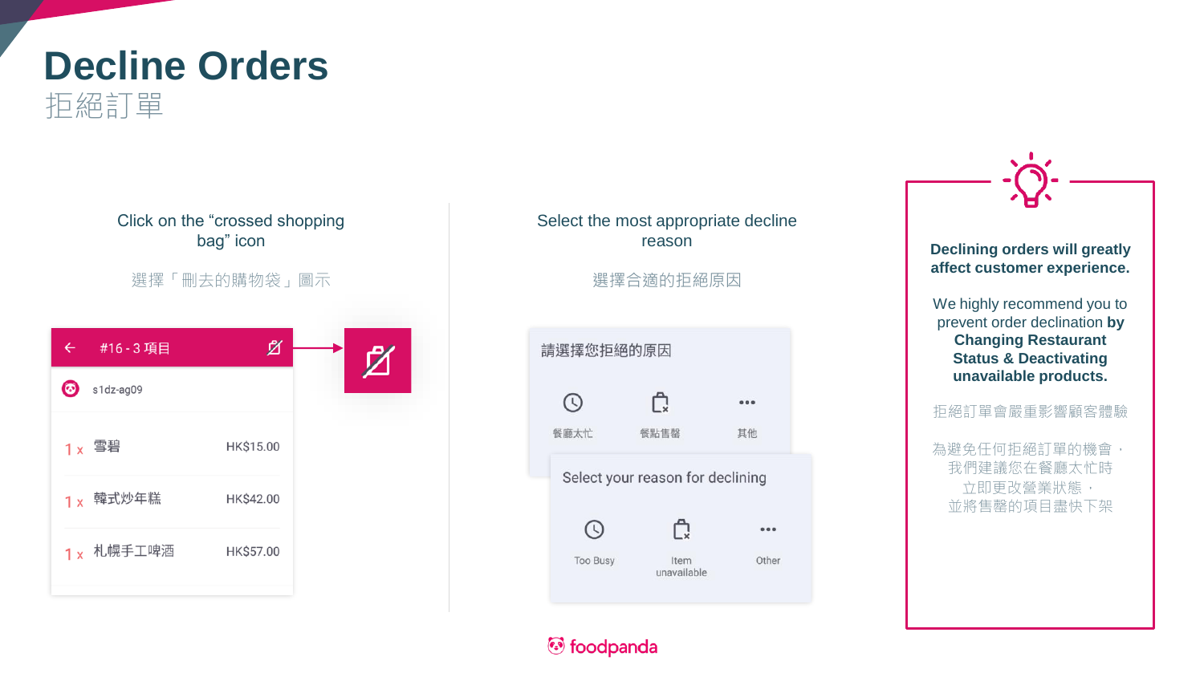# Decline Orders
拒絕訂單

Click on the "crossed shopping bag" icon

選擇「刪去的購物袋」圖示

#16 - 3 項目

s1dz-ag09

| | | |
|---|---|---|
| 1 x | 雪碧 | HK$15.00 |
| 1 x | 韓式炒年糕 | HK$42.00 |
| 1 x | 札幌手工啤酒 | HK$57.00 |

Select the most appropriate decline reason

選擇合適的拒絕原因

請選擇您拒絕的原因

餐廳太忙 餐點售罄 其他

Select your reason for declining

Too Busy Item unavailable Other

**Declining orders will greatly affect customer experience.**

We highly recommend you to prevent order declination **by Changing Restaurant Status & Deactivating unavailable products.**

拒絕訂單會嚴重影響顧客體驗

為避免任何拒絕訂單的機會，
我們建議您在餐廳太忙時
立即更改營業狀態，
並將售罄的項目盡快下架

foodpanda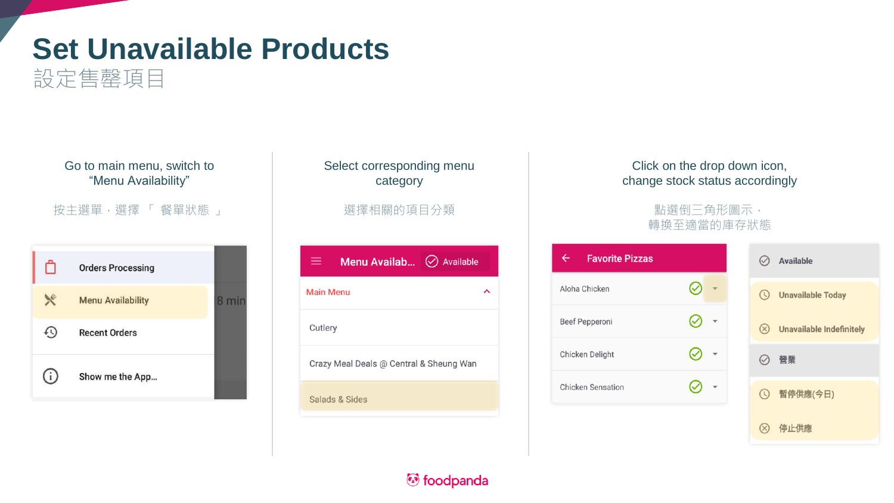# Set Unavailable Products

設定售罄項目

Go to main menu, switch to "Menu Availability"

按主選單，選擇 「 餐單狀態 」

Orders Processing

Menu Availability

Recent Orders

Show me the App...

Select corresponding menu category

選擇相關的項目分類

Menu Availab... Available

Main Menu

Cutlery

Crazy Meal Deals @ Central & Sheung Wan

Salads & Sides

Click on the drop down icon, change stock status accordingly

點選倒三角形圖示，轉換至適當的庫存狀態

Favorite Pizzas

Aloha Chicken

Beef Pepperoni

Chicken Delight

Chicken Sensation

Available

Unavailable Today

Unavailable Indefinitely

營業

暫停供應(今日)

停止供應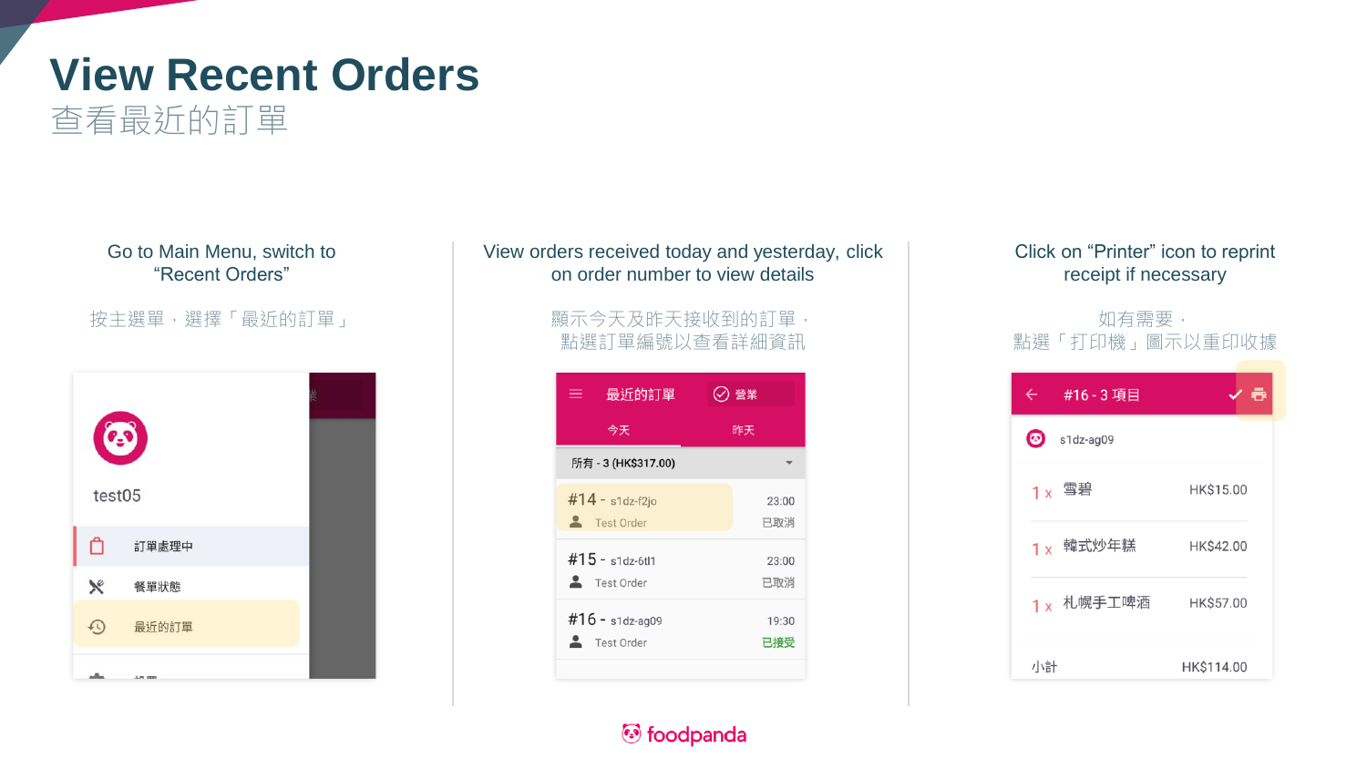# View Recent Orders

## 查看最近的訂單

Go to Main Menu, switch to "Recent Orders"

按主選單，選擇「最近的訂單」

View orders received today and yesterday, click on order number to view details

顯示今天及昨天接收到的訂單，點選訂單編號以查看詳細資訊

Click on "Printer" icon to reprint receipt if necessary

如有需要，點選「打印機」圖示以重印收據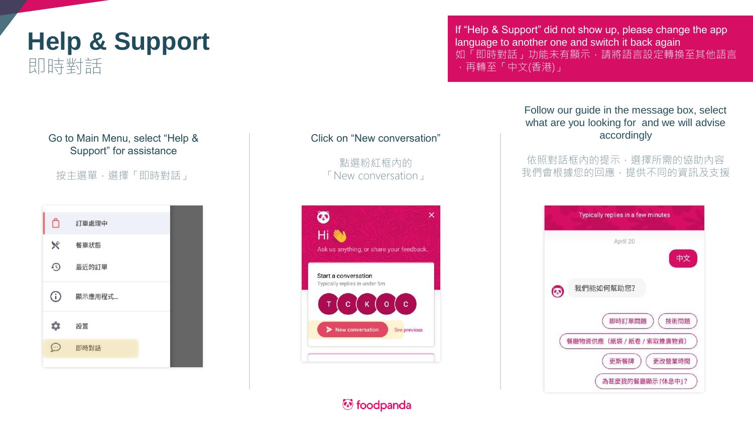# Help & Support
即時對話

If "Help & Support" did not show up, please change the app language to another one and switch it back again
如「即時對話」功能未有顯示，請將語言設定轉換至其他語言，再轉至「中文(香港)」

Go to Main Menu, select "Help & Support" for assistance

按主選單，選擇「即時對話」

Click on "New conversation"

點選粉紅框內的「New conversation」

Follow our guide in the message box, select what are you looking for and we will advise accordingly

依照對話框內的提示，選擇所需的協助內容
我們會根據您的回應，提供不同的資訊及支援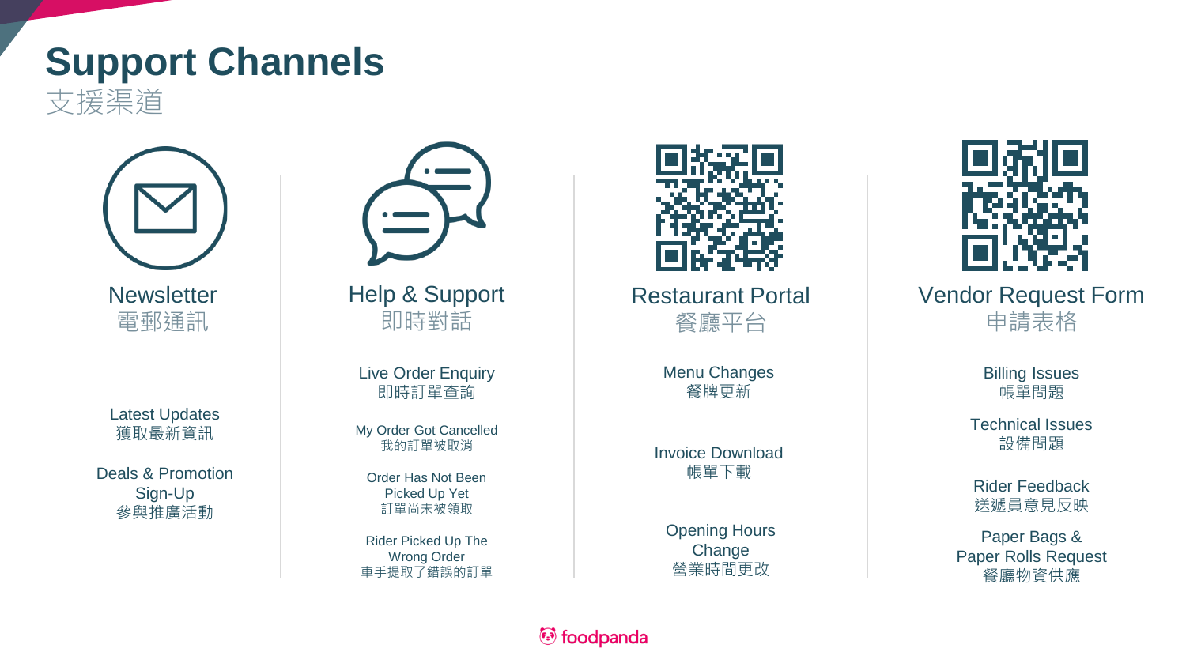# Support Channels
支援渠道

## Newsletter
電郵通訊

- Latest Updates
  獲取最新資訊
- Deals & Promotion Sign-Up
  參與推廣活動

## Help & Support
即時對話

- Live Order Enquiry
  即時訂單查詢
- My Order Got Cancelled
  我的訂單被取消
- Order Has Not Been Picked Up Yet
  訂單尚未被領取
- Rider Picked Up The Wrong Order
  車手提取了錯誤的訂單

## Restaurant Portal
餐廳平台

- Menu Changes
  餐牌更新
- Invoice Download
  帳單下載
- Opening Hours Change
  營業時間更改

## Vendor Request Form
申請表格

- Billing Issues
  帳單問題
- Technical Issues
  設備問題
- Rider Feedback
  送遞員意見反映
- Paper Bags & Paper Rolls Request
  餐廳物資供應

foodpanda